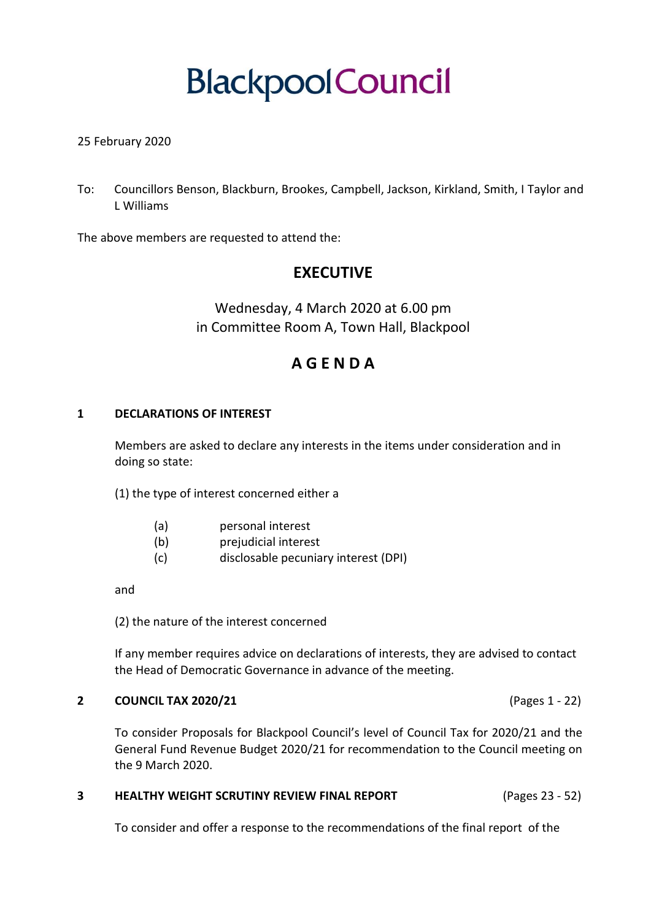# Blackpool Council

25 February 2020

To: Councillors Benson, Blackburn, Brookes, Campbell, Jackson, Kirkland, Smith, I Taylor and L Williams

The above members are requested to attend the:

## EXECUTIVE

Wednesday, 4 March 2020 at 6.00 pm
in Committee Room A, Town Hall, Blackpool

## A G E N D A

### 1 DECLARATIONS OF INTEREST

Members are asked to declare any interests in the items under consideration and in doing so state:

(1) the type of interest concerned either a

(a) personal interest
(b) prejudicial interest
(c) disclosable pecuniary interest (DPI)

and

(2) the nature of the interest concerned

If any member requires advice on declarations of interests, they are advised to contact the Head of Democratic Governance in advance of the meeting.

### 2 COUNCIL TAX 2020/21 (Pages 1 - 22)

To consider Proposals for Blackpool Council's level of Council Tax for 2020/21 and the General Fund Revenue Budget 2020/21 for recommendation to the Council meeting on the 9 March 2020.

### 3 HEALTHY WEIGHT SCRUTINY REVIEW FINAL REPORT (Pages 23 - 52)

To consider and offer a response to the recommendations of the final report of the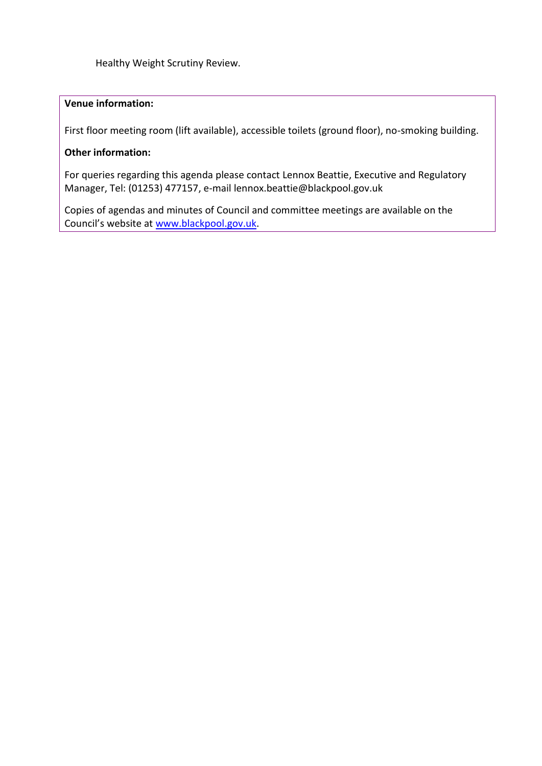Healthy Weight Scrutiny Review.

**Venue information:**

First floor meeting room (lift available), accessible toilets (ground floor), no-smoking building.

**Other information:**

For queries regarding this agenda please contact Lennox Beattie, Executive and Regulatory Manager, Tel: (01253) 477157, e-mail lennox.beattie@blackpool.gov.uk

Copies of agendas and minutes of Council and committee meetings are available on the Council's website at www.blackpool.gov.uk.